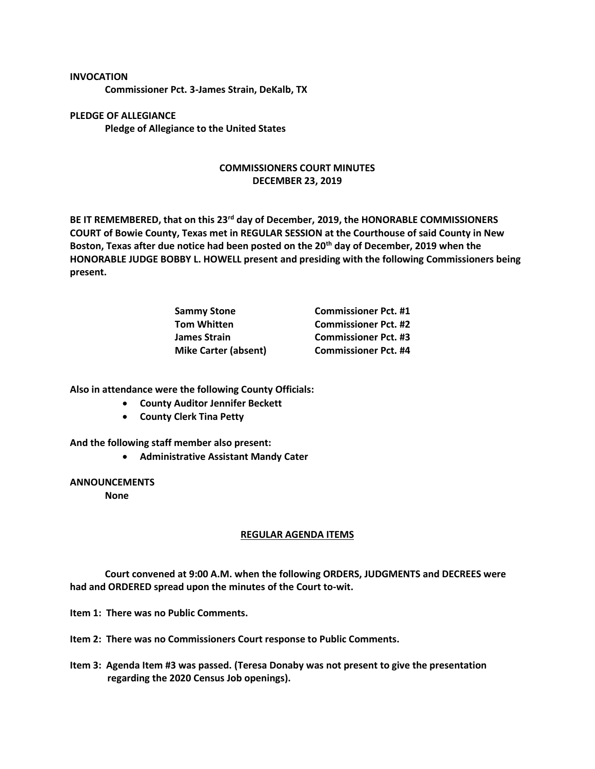**INVOCATION**

**Commissioner Pct. 3-James Strain, DeKalb, TX**

**PLEDGE OF ALLEGIANCE**

**Pledge of Allegiance to the United States**

## COMMISSIONERS COURT MINUTES
## DECEMBER 23, 2019

**BE IT REMEMBERED, that on this 23rd day of December, 2019, the HONORABLE COMMISSIONERS COURT of Bowie County, Texas met in REGULAR SESSION at the Courthouse of said County in New Boston, Texas after due notice had been posted on the 20th day of December, 2019 when the HONORABLE JUDGE BOBBY L. HOWELL present and presiding with the following Commissioners being present.**

| | |
|---|---|
| **Sammy Stone** | **Commissioner Pct. #1** |
| **Tom Whitten** | **Commissioner Pct. #2** |
| **James Strain** | **Commissioner Pct. #3** |
| **Mike Carter (absent)** | **Commissioner Pct. #4** |

**Also in attendance were the following County Officials:**

- **County Auditor Jennifer Beckett**
- **County Clerk Tina Petty**

**And the following staff member also present:**

- **Administrative Assistant Mandy Cater**

**ANNOUNCEMENTS**

**None**

### REGULAR AGENDA ITEMS

**Court convened at 9:00 A.M. when the following ORDERS, JUDGMENTS and DECREES were had and ORDERED spread upon the minutes of the Court to-wit.**

**Item 1: There was no Public Comments.**

**Item 2: There was no Commissioners Court response to Public Comments.**

**Item 3: Agenda Item #3 was passed. (Teresa Donaby was not present to give the presentation regarding the 2020 Census Job openings).**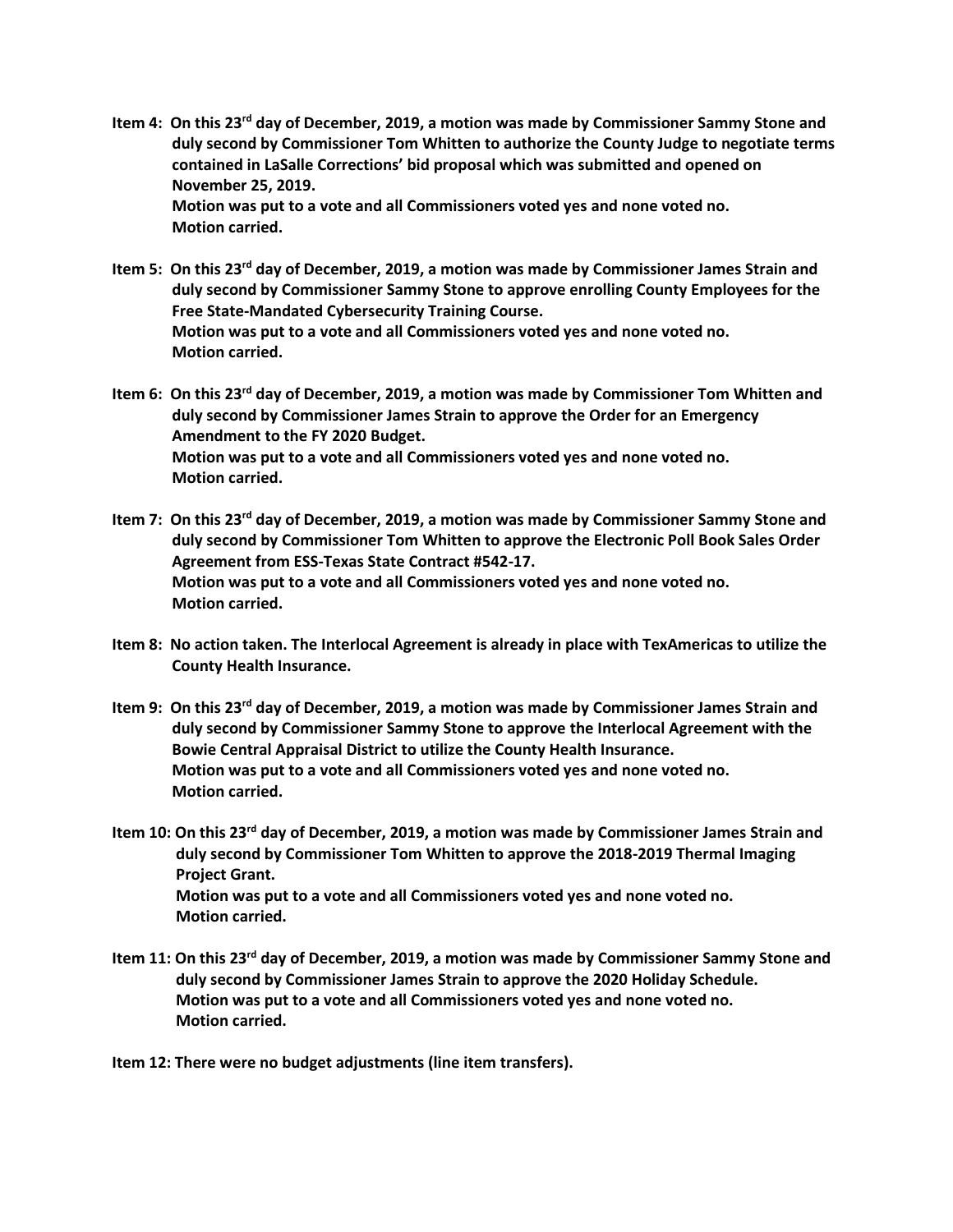**Item 4: On this 23rd day of December, 2019, a motion was made by Commissioner Sammy Stone and duly second by Commissioner Tom Whitten to authorize the County Judge to negotiate terms contained in LaSalle Corrections' bid proposal which was submitted and opened on November 25, 2019.**
**Motion was put to a vote and all Commissioners voted yes and none voted no.**
**Motion carried.**

**Item 5: On this 23rd day of December, 2019, a motion was made by Commissioner James Strain and duly second by Commissioner Sammy Stone to approve enrolling County Employees for the Free State-Mandated Cybersecurity Training Course.**
**Motion was put to a vote and all Commissioners voted yes and none voted no.**
**Motion carried.**

**Item 6: On this 23rd day of December, 2019, a motion was made by Commissioner Tom Whitten and duly second by Commissioner James Strain to approve the Order for an Emergency Amendment to the FY 2020 Budget.**
**Motion was put to a vote and all Commissioners voted yes and none voted no.**
**Motion carried.**

**Item 7: On this 23rd day of December, 2019, a motion was made by Commissioner Sammy Stone and duly second by Commissioner Tom Whitten to approve the Electronic Poll Book Sales Order Agreement from ESS-Texas State Contract #542-17.**
**Motion was put to a vote and all Commissioners voted yes and none voted no.**
**Motion carried.**

**Item 8: No action taken. The Interlocal Agreement is already in place with TexAmericas to utilize the County Health Insurance.**

**Item 9: On this 23rd day of December, 2019, a motion was made by Commissioner James Strain and duly second by Commissioner Sammy Stone to approve the Interlocal Agreement with the Bowie Central Appraisal District to utilize the County Health Insurance.**
**Motion was put to a vote and all Commissioners voted yes and none voted no.**
**Motion carried.**

**Item 10: On this 23rd day of December, 2019, a motion was made by Commissioner James Strain and duly second by Commissioner Tom Whitten to approve the 2018-2019 Thermal Imaging Project Grant.**
**Motion was put to a vote and all Commissioners voted yes and none voted no.**
**Motion carried.**

**Item 11: On this 23rd day of December, 2019, a motion was made by Commissioner Sammy Stone and duly second by Commissioner James Strain to approve the 2020 Holiday Schedule.**
**Motion was put to a vote and all Commissioners voted yes and none voted no.**
**Motion carried.**

**Item 12: There were no budget adjustments (line item transfers).**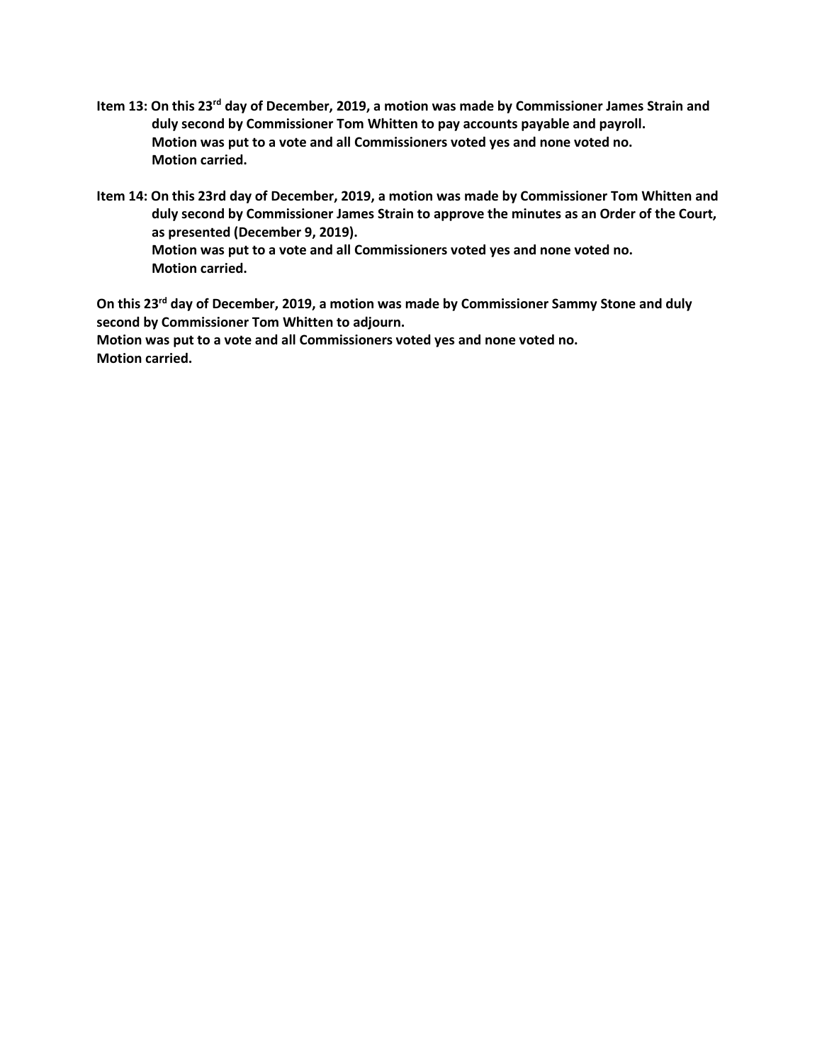**Item 13: On this 23rd day of December, 2019, a motion was made by Commissioner James Strain and duly second by Commissioner Tom Whitten to pay accounts payable and payroll.**
**Motion was put to a vote and all Commissioners voted yes and none voted no.**
**Motion carried.**

**Item 14: On this 23rd day of December, 2019, a motion was made by Commissioner Tom Whitten and duly second by Commissioner James Strain to approve the minutes as an Order of the Court, as presented (December 9, 2019).**
**Motion was put to a vote and all Commissioners voted yes and none voted no.**
**Motion carried.**

**On this 23rd day of December, 2019, a motion was made by Commissioner Sammy Stone and duly second by Commissioner Tom Whitten to adjourn.**
**Motion was put to a vote and all Commissioners voted yes and none voted no.**
**Motion carried.**